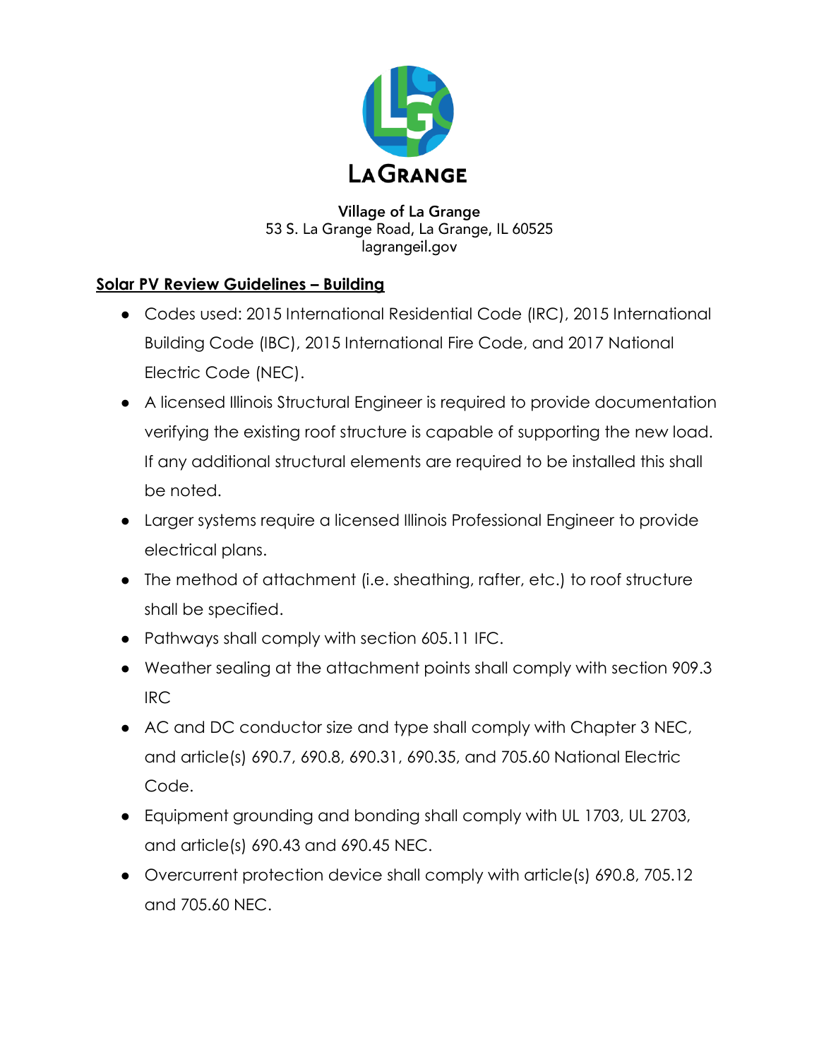LaGrange

Village of La Grange
53 S. La Grange Road, La Grange, IL 60525
lagrangeil.gov

## Solar PV Review Guidelines – Building

- Codes used: 2015 International Residential Code (IRC), 2015 International Building Code (IBC), 2015 International Fire Code, and 2017 National Electric Code (NEC).
- A licensed Illinois Structural Engineer is required to provide documentation verifying the existing roof structure is capable of supporting the new load. If any additional structural elements are required to be installed this shall be noted.
- Larger systems require a licensed Illinois Professional Engineer to provide electrical plans.
- The method of attachment (i.e. sheathing, rafter, etc.) to roof structure shall be specified.
- Pathways shall comply with section 605.11 IFC.
- Weather sealing at the attachment points shall comply with section 909.3 IRC
- AC and DC conductor size and type shall comply with Chapter 3 NEC, and article(s) 690.7, 690.8, 690.31, 690.35, and 705.60 National Electric Code.
- Equipment grounding and bonding shall comply with UL 1703, UL 2703, and article(s) 690.43 and 690.45 NEC.
- Overcurrent protection device shall comply with article(s) 690.8, 705.12 and 705.60 NEC.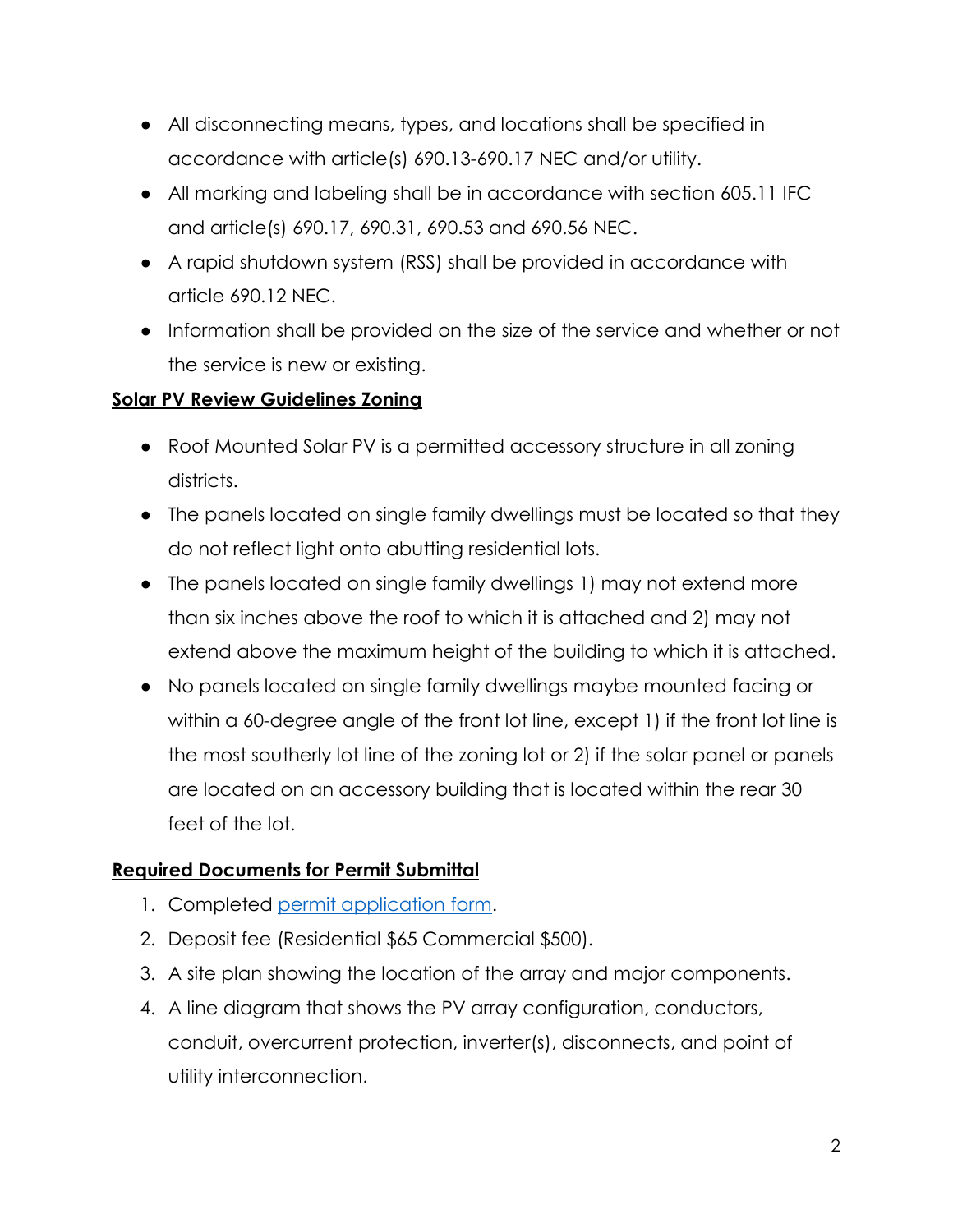- All disconnecting means, types, and locations shall be specified in accordance with article(s) 690.13-690.17 NEC and/or utility.
- All marking and labeling shall be in accordance with section 605.11 IFC and article(s) 690.17, 690.31, 690.53 and 690.56 NEC.
- A rapid shutdown system (RSS) shall be provided in accordance with article 690.12 NEC.
- Information shall be provided on the size of the service and whether or not the service is new or existing.

**Solar PV Review Guidelines Zoning**

- Roof Mounted Solar PV is a permitted accessory structure in all zoning districts.
- The panels located on single family dwellings must be located so that they do not reflect light onto abutting residential lots.
- The panels located on single family dwellings 1) may not extend more than six inches above the roof to which it is attached and 2) may not extend above the maximum height of the building to which it is attached.
- No panels located on single family dwellings maybe mounted facing or within a 60-degree angle of the front lot line, except 1) if the front lot line is the most southerly lot line of the zoning lot or 2) if the solar panel or panels are located on an accessory building that is located within the rear 30 feet of the lot.

**Required Documents for Permit Submittal**

1. Completed permit application form.
2. Deposit fee (Residential $65 Commercial $500).
3. A site plan showing the location of the array and major components.
4. A line diagram that shows the PV array configuration, conductors, conduit, overcurrent protection, inverter(s), disconnects, and point of utility interconnection.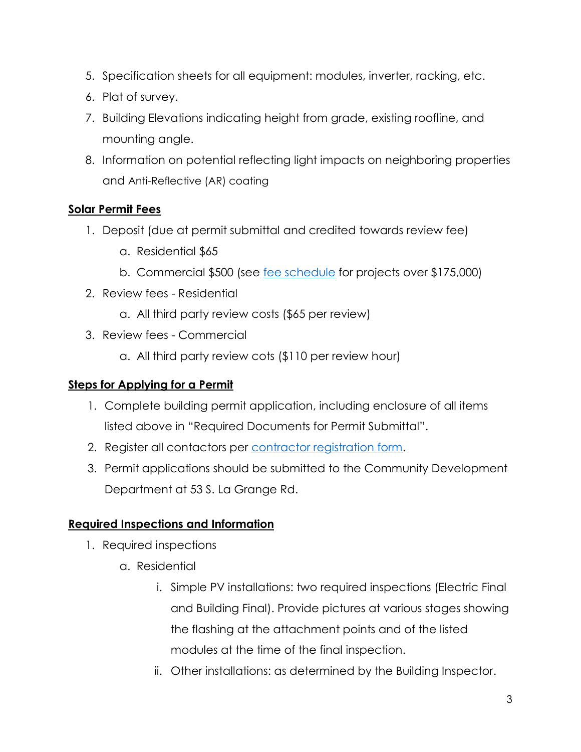5. Specification sheets for all equipment: modules, inverter, racking, etc.
6. Plat of survey.
7. Building Elevations indicating height from grade, existing roofline, and mounting angle.
8. Information on potential reflecting light impacts on neighboring properties and Anti-Reflective (AR) coating

**Solar Permit Fees**

1. Deposit (due at permit submittal and credited towards review fee)
    a. Residential $65
    b. Commercial $500 (see [fee schedule]() for projects over $175,000)
2. Review fees - Residential
    a. All third party review costs ($65 per review)
3. Review fees - Commercial
    a. All third party review cots ($110 per review hour)

**Steps for Applying for a Permit**

1. Complete building permit application, including enclosure of all items listed above in "Required Documents for Permit Submittal".
2. Register all contactors per [contractor registration form]().
3. Permit applications should be submitted to the Community Development Department at 53 S. La Grange Rd.

**Required Inspections and Information**

1. Required inspections
    a. Residential
        i. Simple PV installations: two required inspections (Electric Final and Building Final). Provide pictures at various stages showing the flashing at the attachment points and of the listed modules at the time of the final inspection.
        ii. Other installations: as determined by the Building Inspector.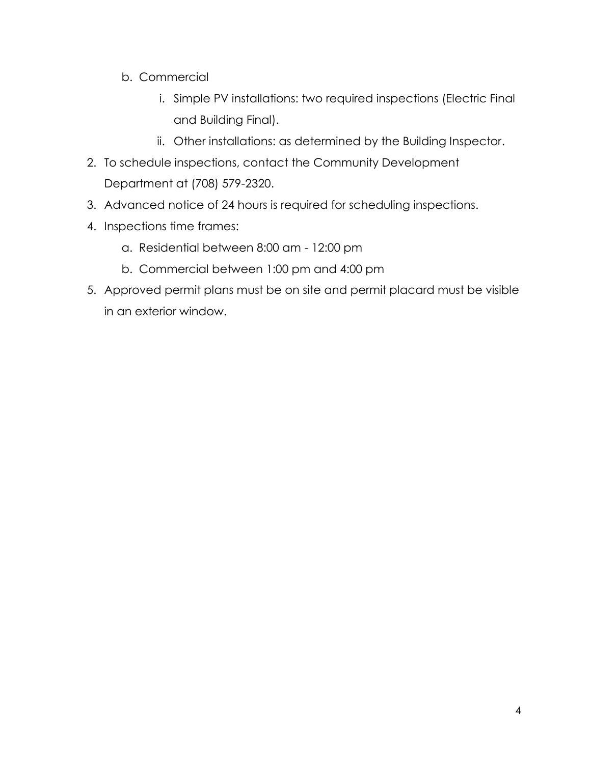b. Commercial
      i. Simple PV installations: two required inspections (Electric Final and Building Final).
      ii. Other installations: as determined by the Building Inspector.
2. To schedule inspections, contact the Community Development Department at (708) 579-2320.
3. Advanced notice of 24 hours is required for scheduling inspections.
4. Inspections time frames:
   a. Residential between 8:00 am - 12:00 pm
   b. Commercial between 1:00 pm and 4:00 pm
5. Approved permit plans must be on site and permit placard must be visible in an exterior window.